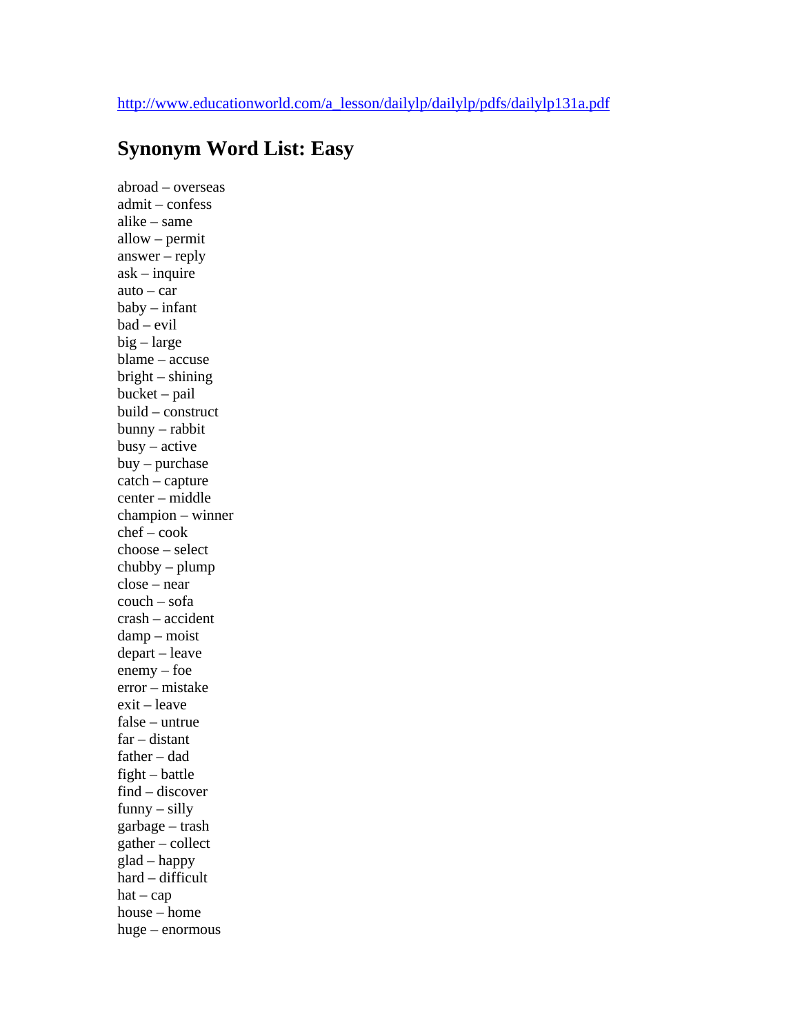http://www.educationworld.com/a_lesson/dailylp/dailylp/pdfs/dailylp131a.pdf

## Synonym Word List: Easy

abroad – overseas
admit – confess
alike – same
allow – permit
answer – reply
ask – inquire
auto – car
baby – infant
bad – evil
big – large
blame – accuse
bright – shining
bucket – pail
build – construct
bunny – rabbit
busy – active
buy – purchase
catch – capture
center – middle
champion – winner
chef – cook
choose – select
chubby – plump
close – near
couch – sofa
crash – accident
damp – moist
depart – leave
enemy – foe
error – mistake
exit – leave
false – untrue
far – distant
father – dad
fight – battle
find – discover
funny – silly
garbage – trash
gather – collect
glad – happy
hard – difficult
hat – cap
house – home
huge – enormous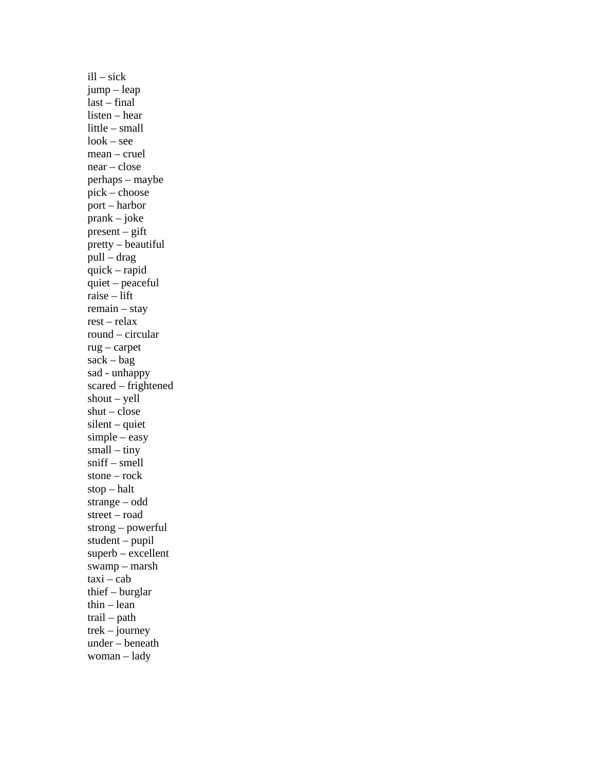ill – sick
jump – leap
last – final
listen – hear
little – small
look – see
mean – cruel
near – close
perhaps – maybe
pick – choose
port – harbor
prank – joke
present – gift
pretty – beautiful
pull – drag
quick – rapid
quiet – peaceful
raise – lift
remain – stay
rest – relax
round – circular
rug – carpet
sack – bag
sad - unhappy
scared – frightened
shout – yell
shut – close
silent – quiet
simple – easy
small – tiny
sniff – smell
stone – rock
stop – halt
strange – odd
street – road
strong – powerful
student – pupil
superb – excellent
swamp – marsh
taxi – cab
thief – burglar
thin – lean
trail – path
trek – journey
under – beneath
woman – lady